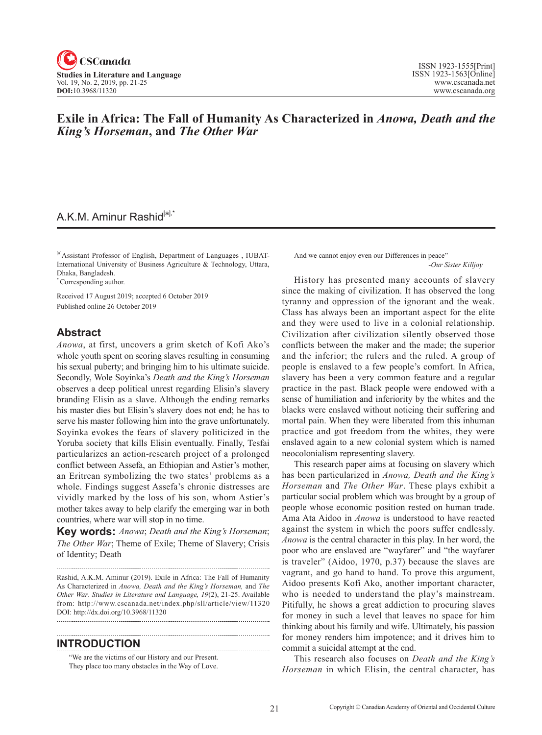# Exile in Africa: The Fall of Humanity As Characterized in *Anowa, Death and the King's Horseman*, and *The Other War*

A.K.M. Aminur Rashid[a],*

[a]Assistant Professor of English, Department of Languages , IUBAT-International University of Business Agriculture & Technology, Uttara, Dhaka, Bangladesh.
*Corresponding author.

Received 17 August 2019; accepted 6 October 2019
Published online 26 October 2019

## Abstract

*Anowa*, at first, uncovers a grim sketch of Kofi Ako's whole youth spent on scoring slaves resulting in consuming his sexual puberty; and bringing him to his ultimate suicide. Secondly, Wole Soyinka's *Death and the King's Horseman* observes a deep political unrest regarding Elisin's slavery branding Elisin as a slave. Although the ending remarks his master dies but Elisin's slavery does not end; he has to serve his master following him into the grave unfortunately. Soyinka evokes the fears of slavery politicized in the Yoruba society that kills Elisin eventually. Finally, Tesfai particularizes an action-research project of a prolonged conflict between Assefa, an Ethiopian and Astier's mother, an Eritrean symbolizing the two states' problems as a whole. Findings suggest Assefa's chronic distresses are vividly marked by the loss of his son, whom Astier's mother takes away to help clarify the emerging war in both countries, where war will stop in no time.

**Key words:** *Anowa*; *Death and the King's Horseman*; *The Other War*; Theme of Exile; Theme of Slavery; Crisis of Identity; Death

Rashid, A.K.M. Aminur (2019). Exile in Africa: The Fall of Humanity As Characterized in *Anowa, Death and the King's Horseman,* and *The Other War*. *Studies in Literature and Language, 19*(2), 21-25. Available from: http://www.cscanada.net/index.php/sll/article/view/11320
DOI: http://dx.doi.org/10.3968/11320

## INTRODUCTION

> "We are the victims of our History and our Present.
> They place too many obstacles in the Way of Love.
> And we cannot enjoy even our Differences in peace"
>
> -*Our Sister Killjoy*

History has presented many accounts of slavery since the making of civilization. It has observed the long tyranny and oppression of the ignorant and the weak. Class has always been an important aspect for the elite and they were used to live in a colonial relationship. Civilization after civilization silently observed those conflicts between the maker and the made; the superior and the inferior; the rulers and the ruled. A group of people is enslaved to a few people's comfort. In Africa, slavery has been a very common feature and a regular practice in the past. Black people were endowed with a sense of humiliation and inferiority by the whites and the blacks were enslaved without noticing their suffering and mortal pain. When they were liberated from this inhuman practice and got freedom from the whites, they were enslaved again to a new colonial system which is named neocolonialism representing slavery.

This research paper aims at focusing on slavery which has been particularized in *Anowa, Death and the King's Horseman* and *The Other War*. These plays exhibit a particular social problem which was brought by a group of people whose economic position rested on human trade. Ama Ata Aidoo in *Anowa* is understood to have reacted against the system in which the poors suffer endlessly. *Anowa* is the central character in this play. In her word, the poor who are enslaved are "wayfarer" and "the wayfarer is traveler" (Aidoo, 1970, p.37) because the slaves are vagrant, and go hand to hand. To prove this argument, Aidoo presents Kofi Ako, another important character, who is needed to understand the play's mainstream. Pitifully, he shows a great addiction to procuring slaves for money in such a level that leaves no space for him thinking about his family and wife. Ultimately, his passion for money renders him impotence; and it drives him to commit a suicidal attempt at the end.

This research also focuses on *Death and the King's Horseman* in which Elisin, the central character, has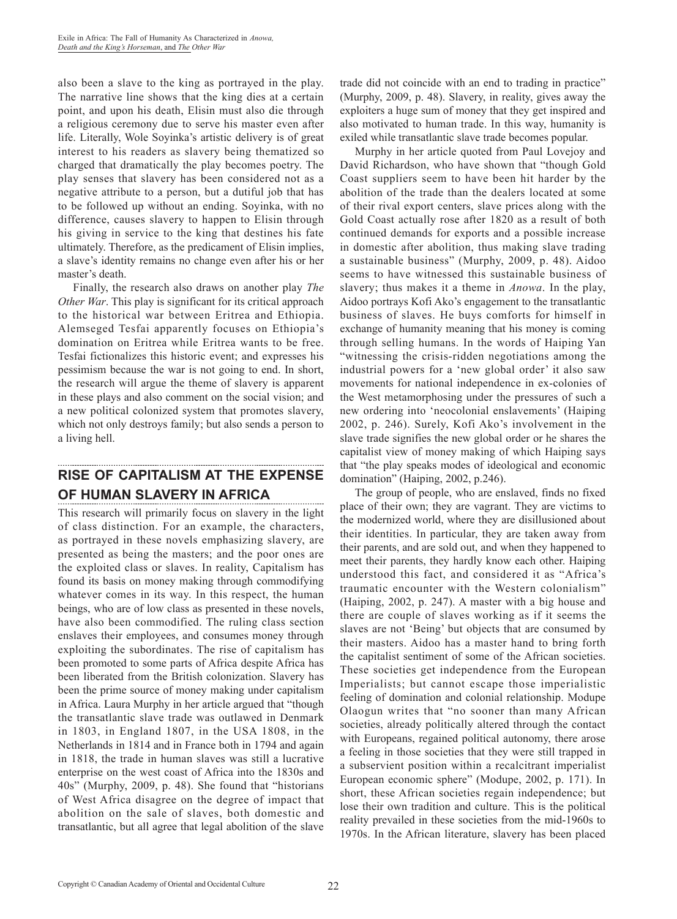also been a slave to the king as portrayed in the play. The narrative line shows that the king dies at a certain point, and upon his death, Elisin must also die through a religious ceremony due to serve his master even after life. Literally, Wole Soyinka's artistic delivery is of great interest to his readers as slavery being thematized so charged that dramatically the play becomes poetry. The play senses that slavery has been considered not as a negative attribute to a person, but a dutiful job that has to be followed up without an ending. Soyinka, with no difference, causes slavery to happen to Elisin through his giving in service to the king that destines his fate ultimately. Therefore, as the predicament of Elisin implies, a slave's identity remains no change even after his or her master's death.

Finally, the research also draws on another play *The Other War*. This play is significant for its critical approach to the historical war between Eritrea and Ethiopia. Alemseged Tesfai apparently focuses on Ethiopia's domination on Eritrea while Eritrea wants to be free. Tesfai fictionalizes this historic event; and expresses his pessimism because the war is not going to end. In short, the research will argue the theme of slavery is apparent in these plays and also comment on the social vision; and a new political colonized system that promotes slavery, which not only destroys family; but also sends a person to a living hell.

## RISE OF CAPITALISM AT THE EXPENSE OF HUMAN SLAVERY IN AFRICA

This research will primarily focus on slavery in the light of class distinction. For an example, the characters, as portrayed in these novels emphasizing slavery, are presented as being the masters; and the poor ones are the exploited class or slaves. In reality, Capitalism has found its basis on money making through commodifying whatever comes in its way. In this respect, the human beings, who are of low class as presented in these novels, have also been commodified. The ruling class section enslaves their employees, and consumes money through exploiting the subordinates. The rise of capitalism has been promoted to some parts of Africa despite Africa has been liberated from the British colonization. Slavery has been the prime source of money making under capitalism in Africa. Laura Murphy in her article argued that "though the transatlantic slave trade was outlawed in Denmark in 1803, in England 1807, in the USA 1808, in the Netherlands in 1814 and in France both in 1794 and again in 1818, the trade in human slaves was still a lucrative enterprise on the west coast of Africa into the 1830s and 40s" (Murphy, 2009, p. 48). She found that "historians of West Africa disagree on the degree of impact that abolition on the sale of slaves, both domestic and transatlantic, but all agree that legal abolition of the slave trade did not coincide with an end to trading in practice" (Murphy, 2009, p. 48). Slavery, in reality, gives away the exploiters a huge sum of money that they get inspired and also motivated to human trade. In this way, humanity is exiled while transatlantic slave trade becomes popular.

Murphy in her article quoted from Paul Lovejoy and David Richardson, who have shown that "though Gold Coast suppliers seem to have been hit harder by the abolition of the trade than the dealers located at some of their rival export centers, slave prices along with the Gold Coast actually rose after 1820 as a result of both continued demands for exports and a possible increase in domestic after abolition, thus making slave trading a sustainable business" (Murphy, 2009, p. 48). Aidoo seems to have witnessed this sustainable business of slavery; thus makes it a theme in *Anowa*. In the play, Aidoo portrays Kofi Ako's engagement to the transatlantic business of slaves. He buys comforts for himself in exchange of humanity meaning that his money is coming through selling humans. In the words of Haiping Yan "witnessing the crisis-ridden negotiations among the industrial powers for a 'new global order' it also saw movements for national independence in ex-colonies of the West metamorphosing under the pressures of such a new ordering into 'neocolonial enslavements' (Haiping 2002, p. 246). Surely, Kofi Ako's involvement in the slave trade signifies the new global order or he shares the capitalist view of money making of which Haiping says that "the play speaks modes of ideological and economic domination" (Haiping, 2002, p.246).

The group of people, who are enslaved, finds no fixed place of their own; they are vagrant. They are victims to the modernized world, where they are disillusioned about their identities. In particular, they are taken away from their parents, and are sold out, and when they happened to meet their parents, they hardly know each other. Haiping understood this fact, and considered it as "Africa's traumatic encounter with the Western colonialism" (Haiping, 2002, p. 247). A master with a big house and there are couple of slaves working as if it seems the slaves are not 'Being' but objects that are consumed by their masters. Aidoo has a master hand to bring forth the capitalist sentiment of some of the African societies. These societies get independence from the European Imperialists; but cannot escape those imperialistic feeling of domination and colonial relationship. Modupe Olaogun writes that "no sooner than many African societies, already politically altered through the contact with Europeans, regained political autonomy, there arose a feeling in those societies that they were still trapped in a subservient position within a recalcitrant imperialist European economic sphere" (Modupe, 2002, p. 171). In short, these African societies regain independence; but lose their own tradition and culture. This is the political reality prevailed in these societies from the mid-1960s to 1970s. In the African literature, slavery has been placed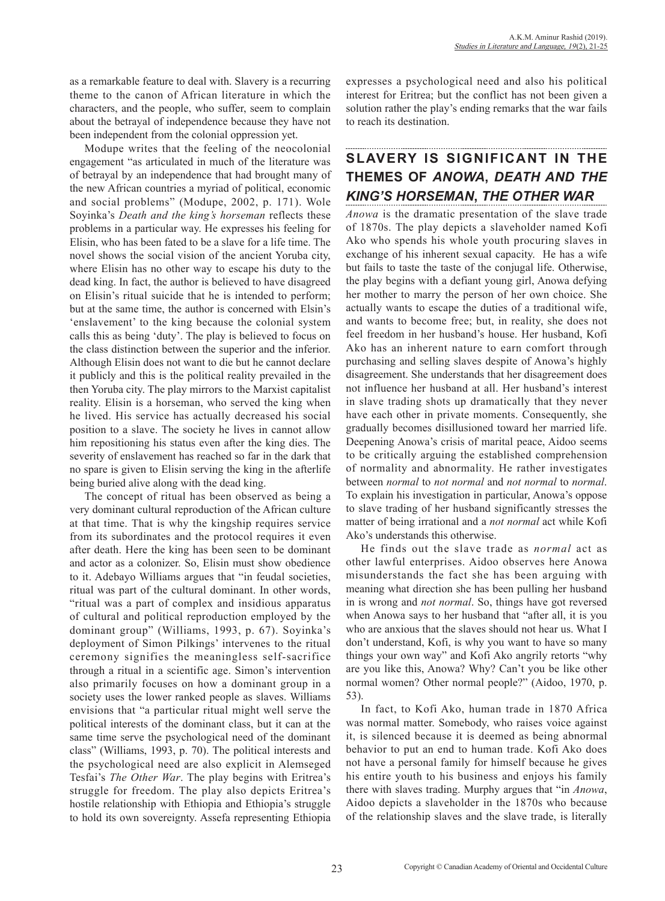as a remarkable feature to deal with. Slavery is a recurring theme to the canon of African literature in which the characters, and the people, who suffer, seem to complain about the betrayal of independence because they have not been independent from the colonial oppression yet.

Modupe writes that the feeling of the neocolonial engagement "as articulated in much of the literature was of betrayal by an independence that had brought many of the new African countries a myriad of political, economic and social problems" (Modupe, 2002, p. 171). Wole Soyinka's *Death and the king's horseman* reflects these problems in a particular way. He expresses his feeling for Elisin, who has been fated to be a slave for a life time. The novel shows the social vision of the ancient Yoruba city, where Elisin has no other way to escape his duty to the dead king. In fact, the author is believed to have disagreed on Elisin's ritual suicide that he is intended to perform; but at the same time, the author is concerned with Elsin's 'enslavement' to the king because the colonial system calls this as being 'duty'. The play is believed to focus on the class distinction between the superior and the inferior. Although Elisin does not want to die but he cannot declare it publicly and this is the political reality prevailed in the then Yoruba city. The play mirrors to the Marxist capitalist reality. Elisin is a horseman, who served the king when he lived. His service has actually decreased his social position to a slave. The society he lives in cannot allow him repositioning his status even after the king dies. The severity of enslavement has reached so far in the dark that no spare is given to Elisin serving the king in the afterlife being buried alive along with the dead king.

The concept of ritual has been observed as being a very dominant cultural reproduction of the African culture at that time. That is why the kingship requires service from its subordinates and the protocol requires it even after death. Here the king has been seen to be dominant and actor as a colonizer. So, Elisin must show obedience to it. Adebayo Williams argues that "in feudal societies, ritual was part of the cultural dominant. In other words, "ritual was a part of complex and insidious apparatus of cultural and political reproduction employed by the dominant group" (Williams, 1993, p. 67). Soyinka's deployment of Simon Pilkings' intervenes to the ritual ceremony signifies the meaningless self-sacrifice through a ritual in a scientific age. Simon's intervention also primarily focuses on how a dominant group in a society uses the lower ranked people as slaves. Williams envisions that "a particular ritual might well serve the political interests of the dominant class, but it can at the same time serve the psychological need of the dominant class" (Williams, 1993, p. 70). The political interests and the psychological need are also explicit in Alemseged Tesfai's *The Other War*. The play begins with Eritrea's struggle for freedom. The play also depicts Eritrea's hostile relationship with Ethiopia and Ethiopia's struggle to hold its own sovereignty. Assefa representing Ethiopia expresses a psychological need and also his political interest for Eritrea; but the conflict has not been given a solution rather the play's ending remarks that the war fails to reach its destination.

## SLAVERY IS SIGNIFICANT IN THE THEMES OF *ANOWA*, *DEATH AND THE KING'S HORSEMAN*, *THE OTHER WAR*

*Anowa* is the dramatic presentation of the slave trade of 1870s. The play depicts a slaveholder named Kofi Ako who spends his whole youth procuring slaves in exchange of his inherent sexual capacity. He has a wife but fails to taste the taste of the conjugal life. Otherwise, the play begins with a defiant young girl, Anowa defying her mother to marry the person of her own choice. She actually wants to escape the duties of a traditional wife, and wants to become free; but, in reality, she does not feel freedom in her husband's house. Her husband, Kofi Ako has an inherent nature to earn comfort through purchasing and selling slaves despite of Anowa's highly disagreement. She understands that her disagreement does not influence her husband at all. Her husband's interest in slave trading shots up dramatically that they never have each other in private moments. Consequently, she gradually becomes disillusioned toward her married life. Deepening Anowa's crisis of marital peace, Aidoo seems to be critically arguing the established comprehension of normality and abnormality. He rather investigates between *normal* to *not normal* and *not normal* to *normal*. To explain his investigation in particular, Anowa's oppose to slave trading of her husband significantly stresses the matter of being irrational and a *not normal* act while Kofi Ako's understands this otherwise.

He finds out the slave trade as *normal* act as other lawful enterprises. Aidoo observes here Anowa misunderstands the fact she has been arguing with meaning what direction she has been pulling her husband in is wrong and *not normal*. So, things have got reversed when Anowa says to her husband that "after all, it is you who are anxious that the slaves should not hear us. What I don't understand, Kofi, is why you want to have so many things your own way" and Kofi Ako angrily retorts "why are you like this, Anowa? Why? Can't you be like other normal women? Other normal people?" (Aidoo, 1970, p. 53).

In fact, to Kofi Ako, human trade in 1870 Africa was normal matter. Somebody, who raises voice against it, is silenced because it is deemed as being abnormal behavior to put an end to human trade. Kofi Ako does not have a personal family for himself because he gives his entire youth to his business and enjoys his family there with slaves trading. Murphy argues that "in *Anowa*, Aidoo depicts a slaveholder in the 1870s who because of the relationship slaves and the slave trade, is literally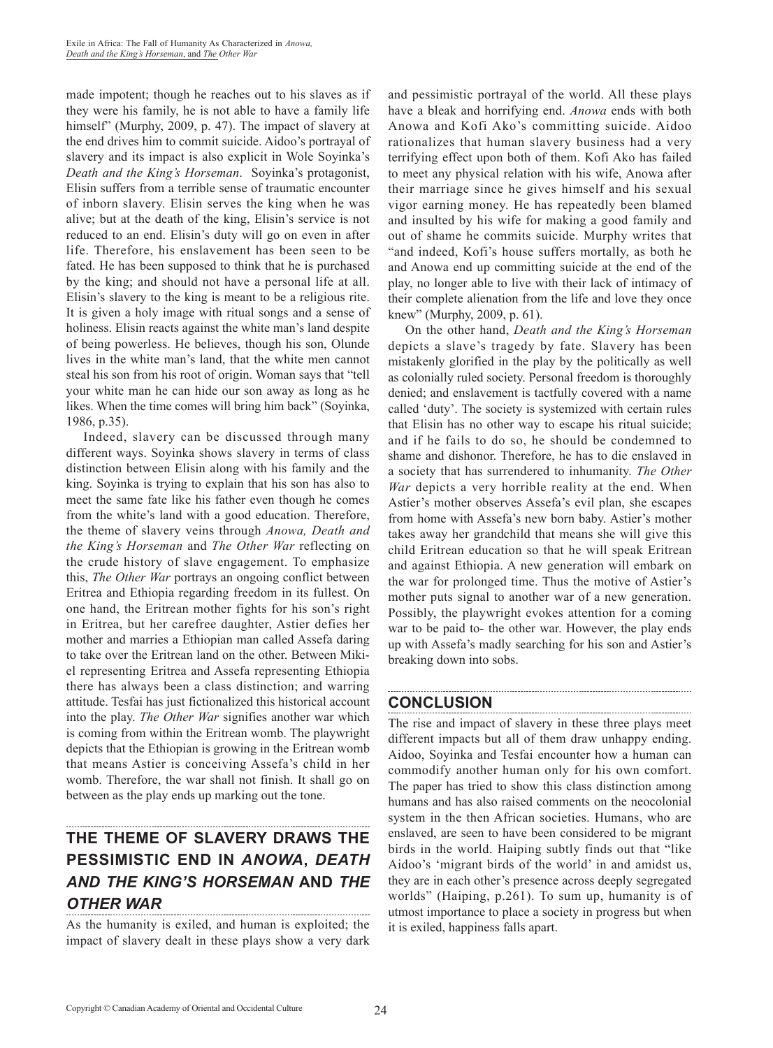made impotent; though he reaches out to his slaves as if they were his family, he is not able to have a family life himself" (Murphy, 2009, p. 47). The impact of slavery at the end drives him to commit suicide. Aidoo's portrayal of slavery and its impact is also explicit in Wole Soyinka's *Death and the King's Horseman*. Soyinka's protagonist, Elisin suffers from a terrible sense of traumatic encounter of inborn slavery. Elisin serves the king when he was alive; but at the death of the king, Elisin's service is not reduced to an end. Elisin's duty will go on even in after life. Therefore, his enslavement has been seen to be fated. He has been supposed to think that he is purchased by the king; and should not have a personal life at all. Elisin's slavery to the king is meant to be a religious rite. It is given a holy image with ritual songs and a sense of holiness. Elisin reacts against the white man's land despite of being powerless. He believes, though his son, Olunde lives in the white man's land, that the white men cannot steal his son from his root of origin. Woman says that "tell your white man he can hide our son away as long as he likes. When the time comes will bring him back" (Soyinka, 1986, p.35).

Indeed, slavery can be discussed through many different ways. Soyinka shows slavery in terms of class distinction between Elisin along with his family and the king. Soyinka is trying to explain that his son has also to meet the same fate like his father even though he comes from the white's land with a good education. Therefore, the theme of slavery veins through *Anowa, Death and the King's Horseman* and *The Other War* reflecting on the crude history of slave engagement. To emphasize this, *The Other War* portrays an ongoing conflict between Eritrea and Ethiopia regarding freedom in its fullest. On one hand, the Eritrean mother fights for his son's right in Eritrea, but her carefree daughter, Astier defies her mother and marries a Ethiopian man called Assefa daring to take over the Eritrean land on the other. Between Mikiel representing Eritrea and Assefa representing Ethiopia there has always been a class distinction; and warring attitude. Tesfai has just fictionalized this historical account into the play. *The Other War* signifies another war which is coming from within the Eritrean womb. The playwright depicts that the Ethiopian is growing in the Eritrean womb that means Astier is conceiving Assefa's child in her womb. Therefore, the war shall not finish. It shall go on between as the play ends up marking out the tone.

## THE THEME OF SLAVERY DRAWS THE PESSIMISTIC END IN *ANOWA*, *DEATH AND THE KING'S HORSEMAN* AND *THE OTHER WAR*

As the humanity is exiled, and human is exploited; the impact of slavery dealt in these plays show a very dark and pessimistic portrayal of the world. All these plays have a bleak and horrifying end. *Anowa* ends with both Anowa and Kofi Ako's committing suicide. Aidoo rationalizes that human slavery business had a very terrifying effect upon both of them. Kofi Ako has failed to meet any physical relation with his wife, Anowa after their marriage since he gives himself and his sexual vigor earning money. He has repeatedly been blamed and insulted by his wife for making a good family and out of shame he commits suicide. Murphy writes that "and indeed, Kofi's house suffers mortally, as both he and Anowa end up committing suicide at the end of the play, no longer able to live with their lack of intimacy of their complete alienation from the life and love they once knew" (Murphy, 2009, p. 61).

On the other hand, *Death and the King's Horseman* depicts a slave's tragedy by fate. Slavery has been mistakenly glorified in the play by the politically as well as colonially ruled society. Personal freedom is thoroughly denied; and enslavement is tactfully covered with a name called 'duty'. The society is systemized with certain rules that Elisin has no other way to escape his ritual suicide; and if he fails to do so, he should be condemned to shame and dishonor. Therefore, he has to die enslaved in a society that has surrendered to inhumanity. *The Other War* depicts a very horrible reality at the end. When Astier's mother observes Assefa's evil plan, she escapes from home with Assefa's new born baby. Astier's mother takes away her grandchild that means she will give this child Eritrean education so that he will speak Eritrean and against Ethiopia. A new generation will embark on the war for prolonged time. Thus the motive of Astier's mother puts signal to another war of a new generation. Possibly, the playwright evokes attention for a coming war to be paid to- the other war. However, the play ends up with Assefa's madly searching for his son and Astier's breaking down into sobs.

## CONCLUSION

The rise and impact of slavery in these three plays meet different impacts but all of them draw unhappy ending. Aidoo, Soyinka and Tesfai encounter how a human can commodify another human only for his own comfort. The paper has tried to show this class distinction among humans and has also raised comments on the neocolonial system in the then African societies. Humans, who are enslaved, are seen to have been considered to be migrant birds in the world. Haiping subtly finds out that "like Aidoo's 'migrant birds of the world' in and amidst us, they are in each other's presence across deeply segregated worlds" (Haiping, p.261). To sum up, humanity is of utmost importance to place a society in progress but when it is exiled, happiness falls apart.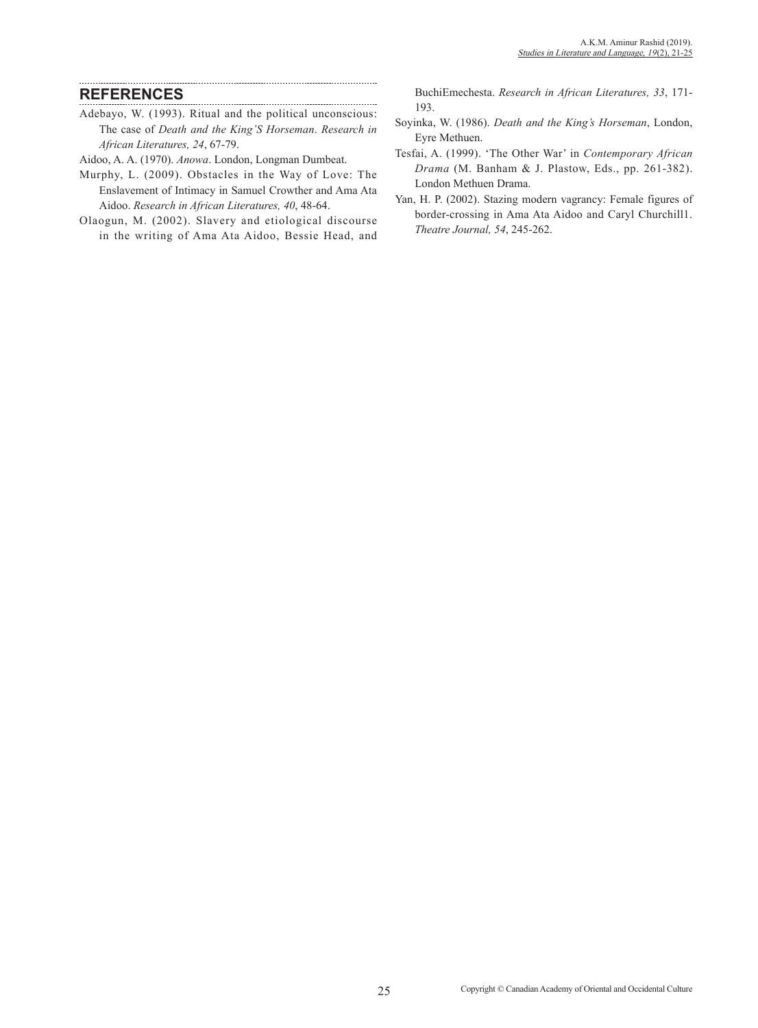## REFERENCES

Adebayo, W. (1993). Ritual and the political unconscious: The case of *Death and the King'S Horseman*. *Research in African Literatures, 24*, 67-79.

Aidoo, A. A. (1970). *Anowa*. London, Longman Dumbeat.

Murphy, L. (2009). Obstacles in the Way of Love: The Enslavement of Intimacy in Samuel Crowther and Ama Ata Aidoo. *Research in African Literatures, 40*, 48-64.

Olaogun, M. (2002). Slavery and etiological discourse in the writing of Ama Ata Aidoo, Bessie Head, and BuchiEmechesta. *Research in African Literatures, 33*, 171-193.

Soyinka, W. (1986). *Death and the King's Horseman*, London, Eyre Methuen.

Tesfai, A. (1999). 'The Other War' in *Contemporary African Drama* (M. Banham & J. Plastow, Eds., pp. 261-382). London Methuen Drama.

Yan, H. P. (2002). Stazing modern vagrancy: Female figures of border-crossing in Ama Ata Aidoo and Caryl Churchill1. *Theatre Journal, 54*, 245-262.